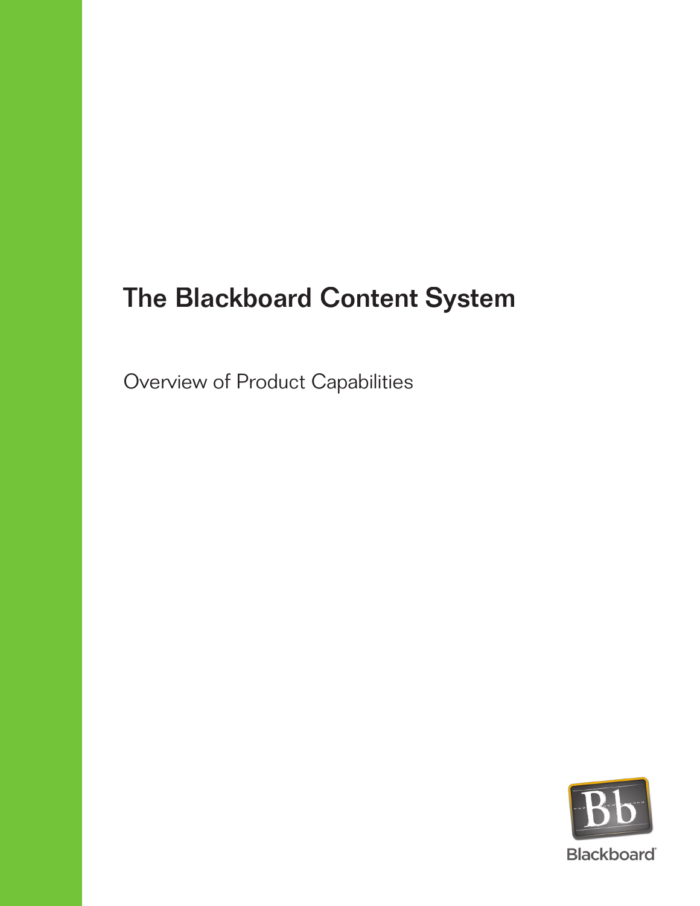# The Blackboard Content System

Overview of Product Capabilities

Blackboard®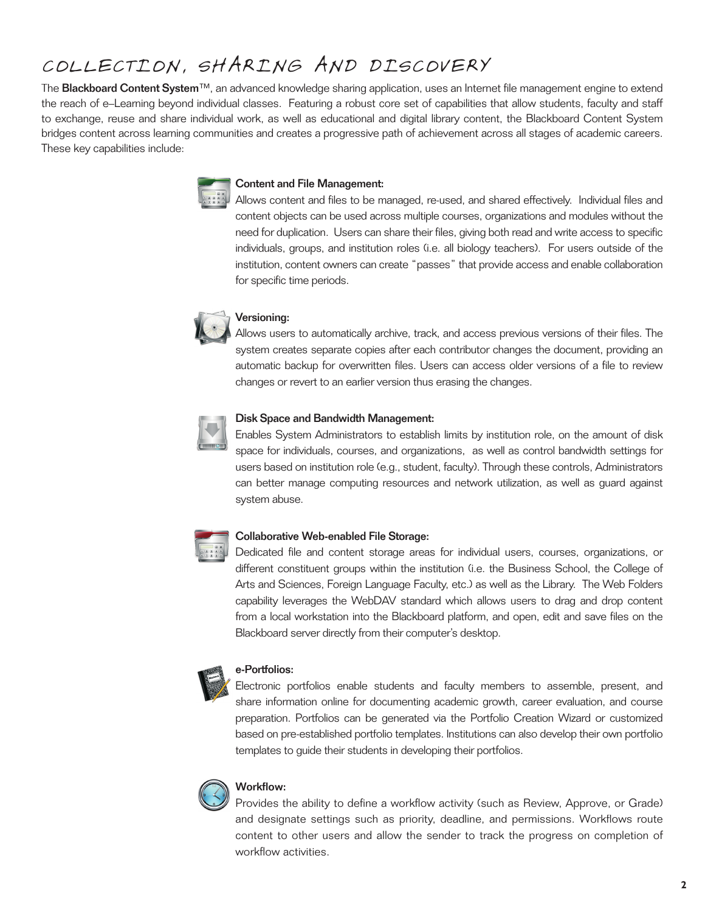# Collection, Sharing and Discovery

The **Blackboard Content System**™, an advanced knowledge sharing application, uses an Internet file management engine to extend the reach of e–Learning beyond individual classes. Featuring a robust core set of capabilities that allow students, faculty and staff to exchange, reuse and share individual work, as well as educational and digital library content, the Blackboard Content System bridges content across learning communities and creates a progressive path of achievement across all stages of academic careers. These key capabilities include:

**Content and File Management:**
Allows content and files to be managed, re-used, and shared effectively. Individual files and content objects can be used across multiple courses, organizations and modules without the need for duplication. Users can share their files, giving both read and write access to specific individuals, groups, and institution roles (i.e. all biology teachers). For users outside of the institution, content owners can create "passes" that provide access and enable collaboration for specific time periods.

**Versioning:**
Allows users to automatically archive, track, and access previous versions of their files. The system creates separate copies after each contributor changes the document, providing an automatic backup for overwritten files. Users can access older versions of a file to review changes or revert to an earlier version thus erasing the changes.

**Disk Space and Bandwidth Management:**
Enables System Administrators to establish limits by institution role, on the amount of disk space for individuals, courses, and organizations, as well as control bandwidth settings for users based on institution role (e.g., student, faculty). Through these controls, Administrators can better manage computing resources and network utilization, as well as guard against system abuse.

**Collaborative Web-enabled File Storage:**
Dedicated file and content storage areas for individual users, courses, organizations, or different constituent groups within the institution (i.e. the Business School, the College of Arts and Sciences, Foreign Language Faculty, etc.) as well as the Library. The Web Folders capability leverages the WebDAV standard which allows users to drag and drop content from a local workstation into the Blackboard platform, and open, edit and save files on the Blackboard server directly from their computer's desktop.

**e-Portfolios:**
Electronic portfolios enable students and faculty members to assemble, present, and share information online for documenting academic growth, career evaluation, and course preparation. Portfolios can be generated via the Portfolio Creation Wizard or customized based on pre-established portfolio templates. Institutions can also develop their own portfolio templates to guide their students in developing their portfolios.

**Workflow:**
Provides the ability to define a workflow activity (such as Review, Approve, or Grade) and designate settings such as priority, deadline, and permissions. Workflows route content to other users and allow the sender to track the progress on completion of workflow activities.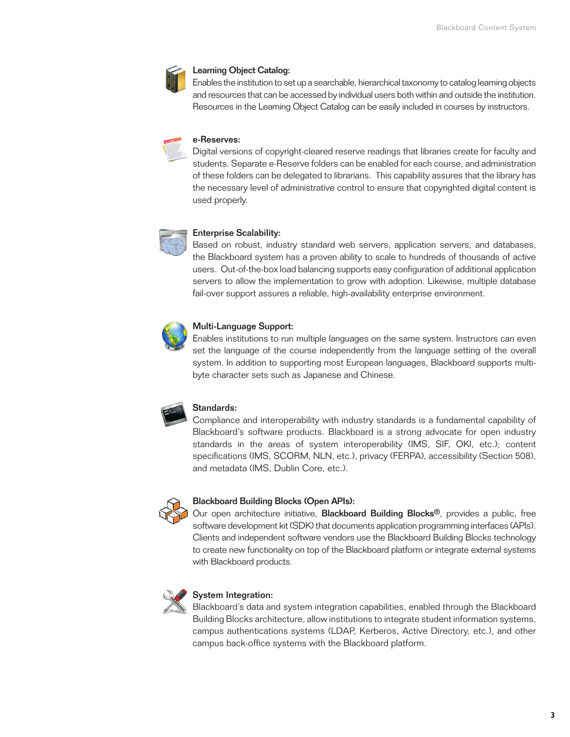### Learning Object Catalog:

Enables the institution to set up a searchable, hierarchical taxonomy to catalog learning objects and resources that can be accessed by individual users both within and outside the institution. Resources in the Learning Object Catalog can be easily included in courses by instructors.

### e-Reserves:

Digital versions of copyright-cleared reserve readings that libraries create for faculty and students. Separate e-Reserve folders can be enabled for each course, and administration of these folders can be delegated to librarians. This capability assures that the library has the necessary level of administrative control to ensure that copyrighted digital content is used properly.

### Enterprise Scalability:

Based on robust, industry standard web servers, application servers, and databases, the Blackboard system has a proven ability to scale to hundreds of thousands of active users. Out-of-the-box load balancing supports easy configuration of additional application servers to allow the implementation to grow with adoption. Likewise, multiple database fail-over support assures a reliable, high-availability enterprise environment.

### Multi-Language Support:

Enables institutions to run multiple languages on the same system. Instructors can even set the language of the course independently from the language setting of the overall system. In addition to supporting most European languages, Blackboard supports multi-byte character sets such as Japanese and Chinese.

### Standards:

Compliance and interoperability with industry standards is a fundamental capability of Blackboard's software products. Blackboard is a strong advocate for open industry standards in the areas of system interoperability (IMS, SIF, OKI, etc.); content specifications (IMS, SCORM, NLN, etc.), privacy (FERPA), accessibility (Section 508), and metadata (IMS, Dublin Core, etc.).

### Blackboard Building Blocks (Open APIs):

Our open architecture initiative, **Blackboard Building Blocks®**, provides a public, free software development kit (SDK) that documents application programming interfaces (APIs). Clients and independent software vendors use the Blackboard Building Blocks technology to create new functionality on top of the Blackboard platform or integrate external systems with Blackboard products.

### System Integration:

Blackboard's data and system integration capabilities, enabled through the Blackboard Building Blocks architecture, allow institutions to integrate student information systems, campus authentications systems (LDAP, Kerberos, Active Directory, etc.), and other campus back-office systems with the Blackboard platform.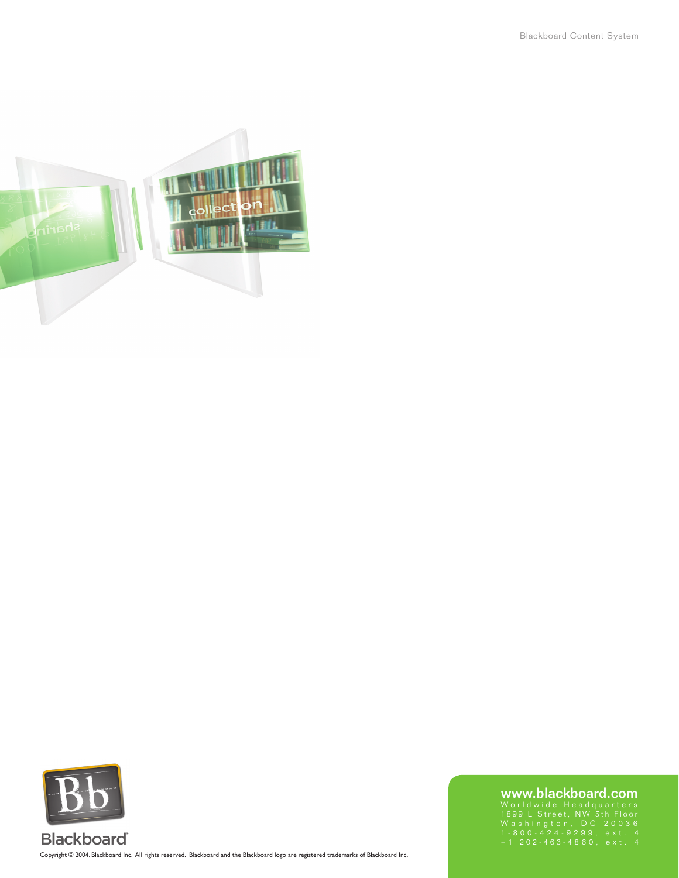Blackboard

Copyright © 2004. Blackboard Inc. All rights reserved. Blackboard and the Blackboard logo are registered trademarks of Blackboard Inc.

**www.blackboard.com**

Worldwide Headquarters
1899 L Street, NW 5th Floor
Washington, DC 20036
1-800-424-9299, ext. 4
+1 202-463-4860, ext. 4